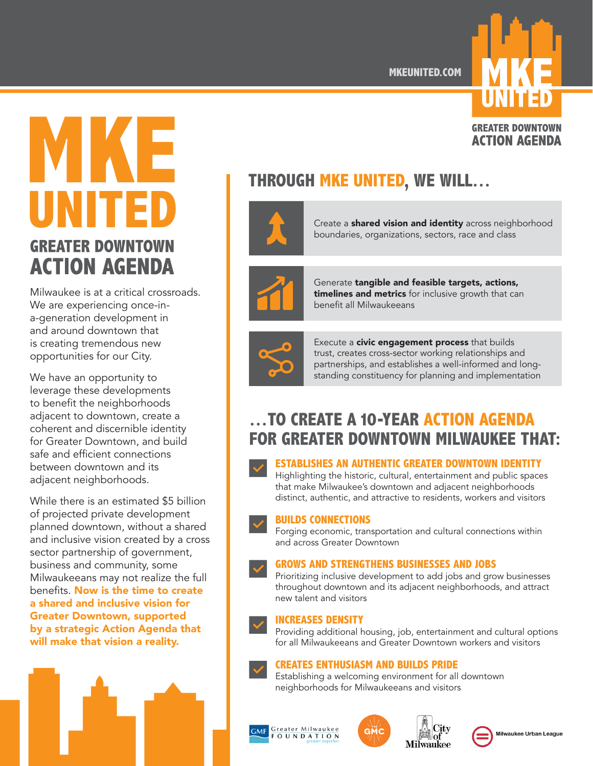MKEUNITED.COM

# MKE UNITED

## GREATER DOWNTOWN ACTION AGENDA

Milwaukee is at a critical crossroads. We are experiencing once-in-a-generation development in and around downtown that is creating tremendous new opportunities for our City.

We have an opportunity to leverage these developments to benefit the neighborhoods adjacent to downtown, create a coherent and discernible identity for Greater Downtown, and build safe and efficient connections between downtown and its adjacent neighborhoods.

While there is an estimated $5 billion of projected private development planned downtown, without a shared and inclusive vision created by a cross sector partnership of government, business and community, some Milwaukeeans may not realize the full benefits. **Now is the time to create a shared and inclusive vision for Greater Downtown, supported by a strategic Action Agenda that will make that vision a reality.**

## THROUGH MKE UNITED, WE WILL…

- Create a **shared vision and identity** across neighborhood boundaries, organizations, sectors, race and class
- Generate **tangible and feasible targets, actions, timelines and metrics** for inclusive growth that can benefit all Milwaukeeans
- Execute a **civic engagement process** that builds trust, creates cross-sector working relationships and partnerships, and establishes a well-informed and long-standing constituency for planning and implementation

## …TO CREATE A 10-YEAR ACTION AGENDA FOR GREATER DOWNTOWN MILWAUKEE THAT:

### ESTABLISHES AN AUTHENTIC GREATER DOWNTOWN IDENTITY

Highlighting the historic, cultural, entertainment and public spaces that make Milwaukee's downtown and adjacent neighborhoods distinct, authentic, and attractive to residents, workers and visitors

### BUILDS CONNECTIONS

Forging economic, transportation and cultural connections within and across Greater Downtown

### GROWS AND STRENGTHENS BUSINESSES AND JOBS

Prioritizing inclusive development to add jobs and grow businesses throughout downtown and its adjacent neighborhoods, and attract new talent and visitors

### INCREASES DENSITY

Providing additional housing, job, entertainment and cultural options for all Milwaukeeans and Greater Downtown workers and visitors

### CREATES ENTHUSIASM AND BUILDS PRIDE

Establishing a welcoming environment for all downtown neighborhoods for Milwaukeeans and visitors

Greater Milwaukee Foundation | The GMC | City of Milwaukee | Milwaukee Urban League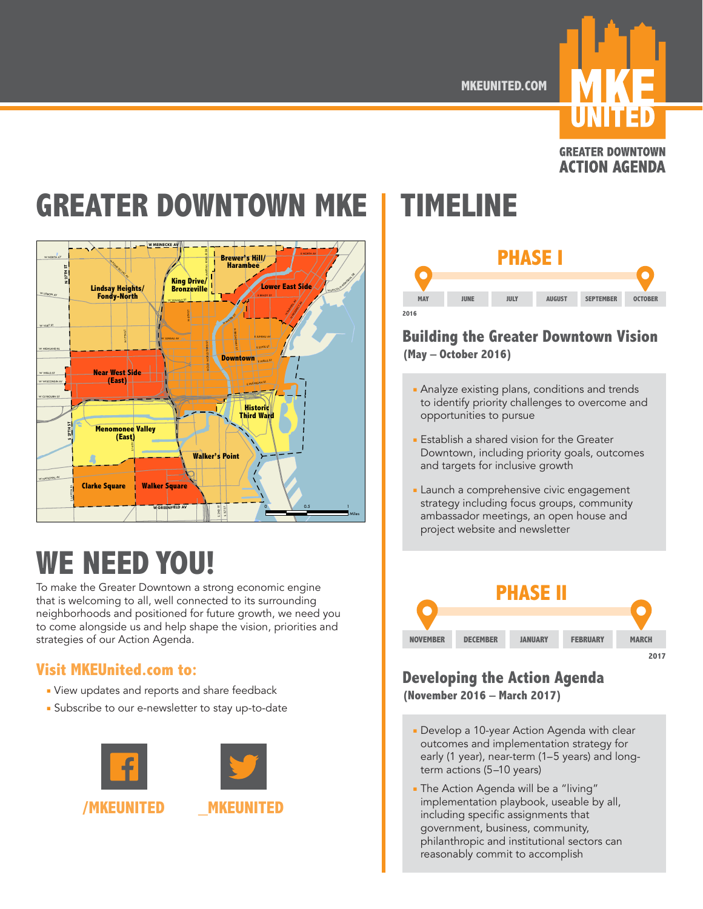MKEUNITED.COM

MKE UNITED

GREATER DOWNTOWN ACTION AGENDA

# GREATER DOWNTOWN MKE

Lindsay Heights/ Fondy-North

King Drive/ Bronzeville

Brewer's Hill/ Harambee

Lower East Side

Downtown

Near West Side (East)

Historic Third Ward

Menomonee Valley (East)

Walker's Point

Clarke Square

Walker Square

# WE NEED YOU!

To make the Greater Downtown a strong economic engine that is welcoming to all, well connected to its surrounding neighborhoods and positioned for future growth, we need you to come alongside us and help shape the vision, priorities and strategies of our Action Agenda.

## Visit MKEUnited.com to:

- View updates and reports and share feedback
- Subscribe to our e-newsletter to stay up-to-date

/MKEUNITED

_MKEUNITED

# TIMELINE

## PHASE I

MAY | JUNE | JULY | AUGUST | SEPTEMBER | OCTOBER

2016

### Building the Greater Downtown Vision

**(May – October 2016)**

- Analyze existing plans, conditions and trends to identify priority challenges to overcome and opportunities to pursue
- Establish a shared vision for the Greater Downtown, including priority goals, outcomes and targets for inclusive growth
- Launch a comprehensive civic engagement strategy including focus groups, community ambassador meetings, an open house and project website and newsletter

## PHASE II

NOVEMBER | DECEMBER | JANUARY | FEBRUARY | MARCH

2017

### Developing the Action Agenda

**(November 2016 – March 2017)**

- Develop a 10-year Action Agenda with clear outcomes and implementation strategy for early (1 year), near-term (1–5 years) and long-term actions (5–10 years)
- The Action Agenda will be a "living" implementation playbook, useable by all, including specific assignments that government, business, community, philanthropic and institutional sectors can reasonably commit to accomplish